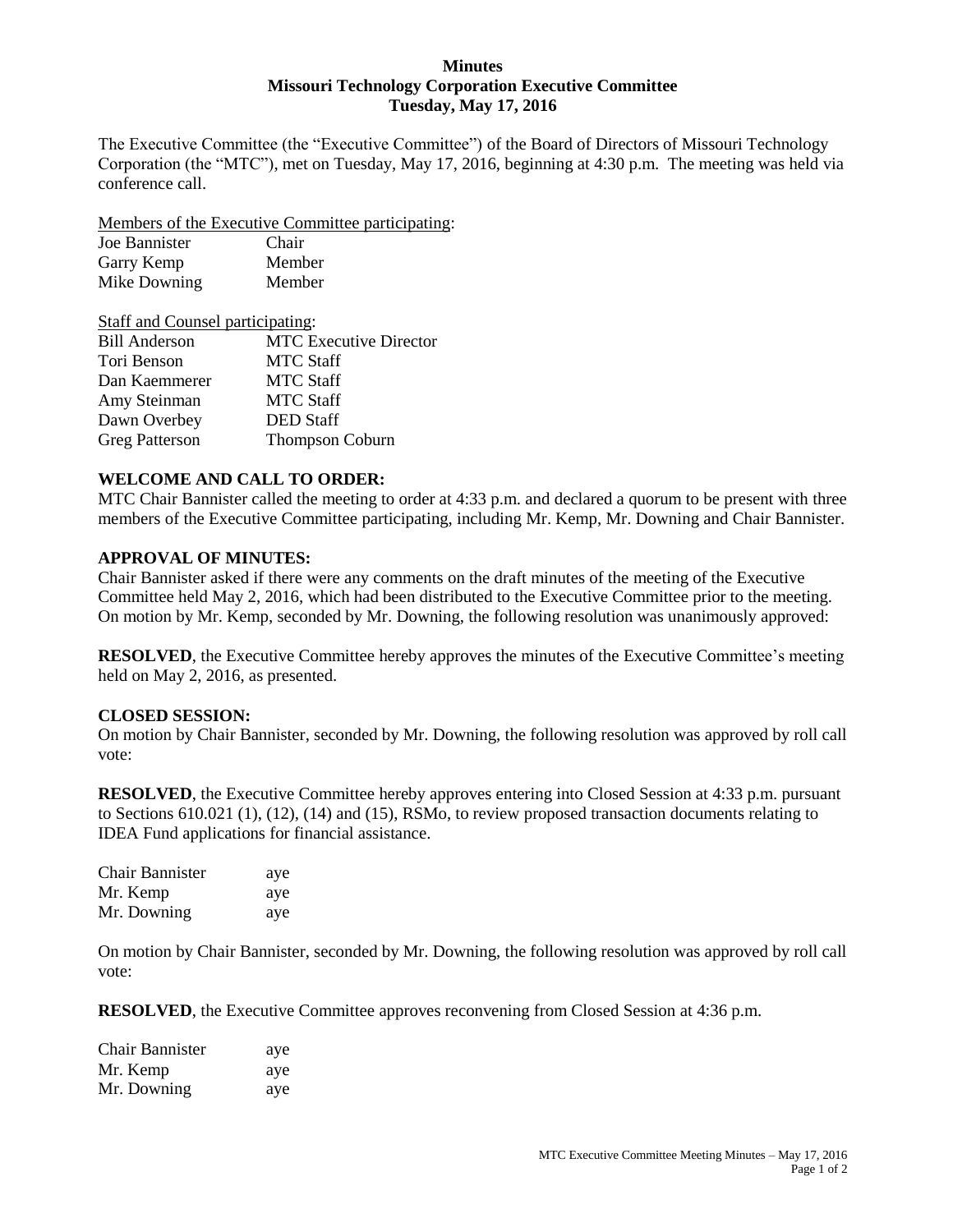**Minutes**
**Missouri Technology Corporation Executive Committee**
**Tuesday, May 17, 2016**

The Executive Committee (the "Executive Committee") of the Board of Directors of Missouri Technology Corporation (the "MTC"), met on Tuesday, May 17, 2016, beginning at 4:30 p.m. The meeting was held via conference call.

Members of the Executive Committee participating:

| | |
|---|---|
| Joe Bannister | Chair |
| Garry Kemp | Member |
| Mike Downing | Member |

Staff and Counsel participating:

| | |
|---|---|
| Bill Anderson | MTC Executive Director |
| Tori Benson | MTC Staff |
| Dan Kaemmerer | MTC Staff |
| Amy Steinman | MTC Staff |
| Dawn Overbey | DED Staff |
| Greg Patterson | Thompson Coburn |

**WELCOME AND CALL TO ORDER:**
MTC Chair Bannister called the meeting to order at 4:33 p.m. and declared a quorum to be present with three members of the Executive Committee participating, including Mr. Kemp, Mr. Downing and Chair Bannister.

**APPROVAL OF MINUTES:**
Chair Bannister asked if there were any comments on the draft minutes of the meeting of the Executive Committee held May 2, 2016, which had been distributed to the Executive Committee prior to the meeting. On motion by Mr. Kemp, seconded by Mr. Downing, the following resolution was unanimously approved:

**RESOLVED**, the Executive Committee hereby approves the minutes of the Executive Committee's meeting held on May 2, 2016, as presented.

**CLOSED SESSION:**
On motion by Chair Bannister, seconded by Mr. Downing, the following resolution was approved by roll call vote:

**RESOLVED**, the Executive Committee hereby approves entering into Closed Session at 4:33 p.m. pursuant to Sections 610.021 (1), (12), (14) and (15), RSMo, to review proposed transaction documents relating to IDEA Fund applications for financial assistance.

| | |
|---|---|
| Chair Bannister | aye |
| Mr. Kemp | aye |
| Mr. Downing | aye |

On motion by Chair Bannister, seconded by Mr. Downing, the following resolution was approved by roll call vote:

**RESOLVED**, the Executive Committee approves reconvening from Closed Session at 4:36 p.m.

| | |
|---|---|
| Chair Bannister | aye |
| Mr. Kemp | aye |
| Mr. Downing | aye |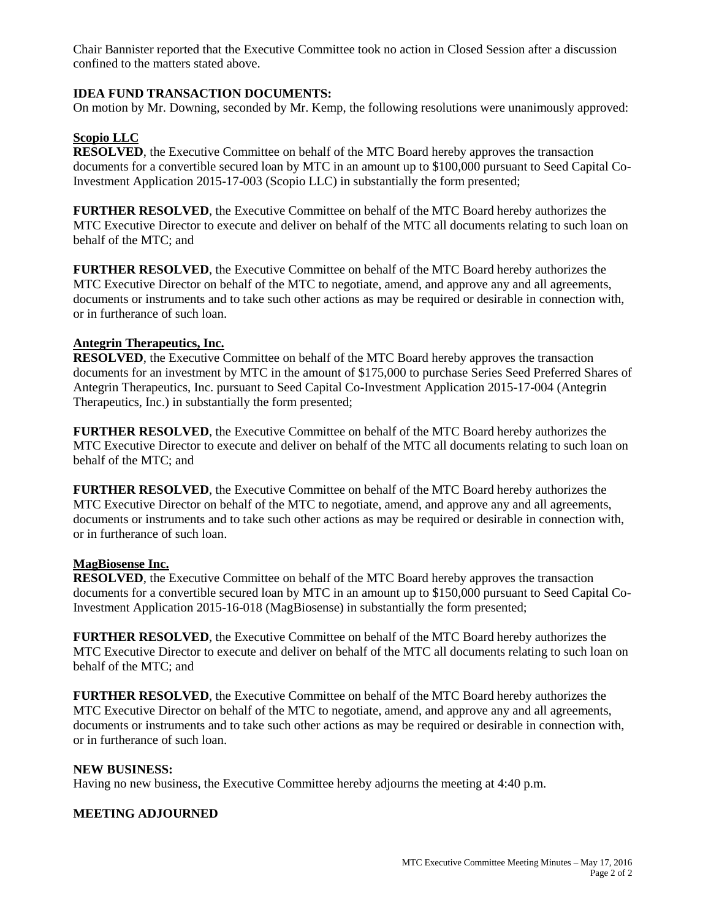Chair Bannister reported that the Executive Committee took no action in Closed Session after a discussion confined to the matters stated above.

**IDEA FUND TRANSACTION DOCUMENTS:**

On motion by Mr. Downing, seconded by Mr. Kemp, the following resolutions were unanimously approved:

**Scopio LLC**

**RESOLVED**, the Executive Committee on behalf of the MTC Board hereby approves the transaction documents for a convertible secured loan by MTC in an amount up to $100,000 pursuant to Seed Capital Co-Investment Application 2015-17-003 (Scopio LLC) in substantially the form presented;

**FURTHER RESOLVED**, the Executive Committee on behalf of the MTC Board hereby authorizes the MTC Executive Director to execute and deliver on behalf of the MTC all documents relating to such loan on behalf of the MTC; and

**FURTHER RESOLVED**, the Executive Committee on behalf of the MTC Board hereby authorizes the MTC Executive Director on behalf of the MTC to negotiate, amend, and approve any and all agreements, documents or instruments and to take such other actions as may be required or desirable in connection with, or in furtherance of such loan.

**Antegrin Therapeutics, Inc.**

**RESOLVED**, the Executive Committee on behalf of the MTC Board hereby approves the transaction documents for an investment by MTC in the amount of $175,000 to purchase Series Seed Preferred Shares of Antegrin Therapeutics, Inc. pursuant to Seed Capital Co-Investment Application 2015-17-004 (Antegrin Therapeutics, Inc.) in substantially the form presented;

**FURTHER RESOLVED**, the Executive Committee on behalf of the MTC Board hereby authorizes the MTC Executive Director to execute and deliver on behalf of the MTC all documents relating to such loan on behalf of the MTC; and

**FURTHER RESOLVED**, the Executive Committee on behalf of the MTC Board hereby authorizes the MTC Executive Director on behalf of the MTC to negotiate, amend, and approve any and all agreements, documents or instruments and to take such other actions as may be required or desirable in connection with, or in furtherance of such loan.

**MagBiosense Inc.**

**RESOLVED**, the Executive Committee on behalf of the MTC Board hereby approves the transaction documents for a convertible secured loan by MTC in an amount up to $150,000 pursuant to Seed Capital Co-Investment Application 2015-16-018 (MagBiosense) in substantially the form presented;

**FURTHER RESOLVED**, the Executive Committee on behalf of the MTC Board hereby authorizes the MTC Executive Director to execute and deliver on behalf of the MTC all documents relating to such loan on behalf of the MTC; and

**FURTHER RESOLVED**, the Executive Committee on behalf of the MTC Board hereby authorizes the MTC Executive Director on behalf of the MTC to negotiate, amend, and approve any and all agreements, documents or instruments and to take such other actions as may be required or desirable in connection with, or in furtherance of such loan.

**NEW BUSINESS:**

Having no new business, the Executive Committee hereby adjourns the meeting at 4:40 p.m.

**MEETING ADJOURNED**